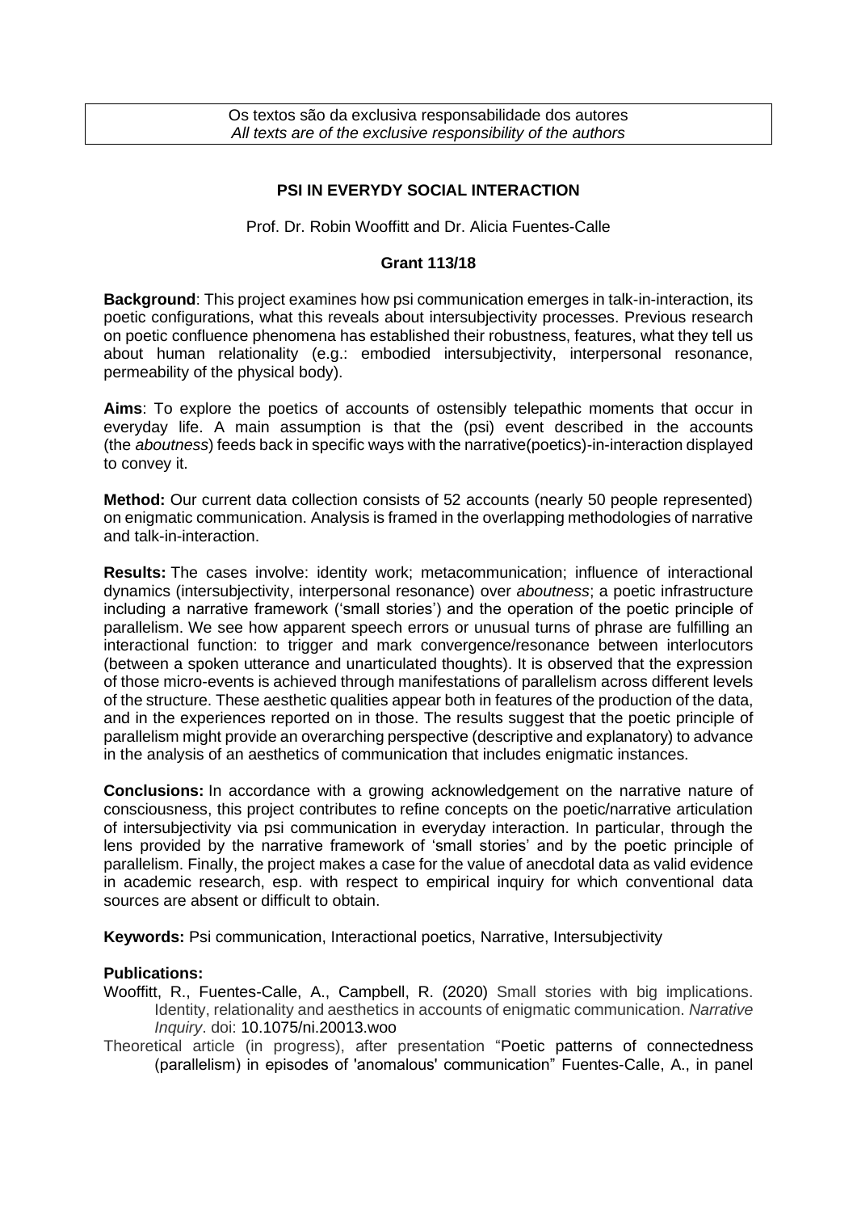Os textos são da exclusiva responsabilidade dos autores
*All texts are of the exclusive responsibility of the authors*

# PSI IN EVERYDY SOCIAL INTERACTION

Prof. Dr. Robin Wooffitt and Dr. Alicia Fuentes-Calle

**Grant 113/18**

**Background**: This project examines how psi communication emerges in talk-in-interaction, its poetic configurations, what this reveals about intersubjectivity processes. Previous research on poetic confluence phenomena has established their robustness, features, what they tell us about human relationality (e.g.: embodied intersubjectivity, interpersonal resonance, permeability of the physical body).

**Aims**: To explore the poetics of accounts of ostensibly telepathic moments that occur in everyday life. A main assumption is that the (psi) event described in the accounts (the *aboutness*) feeds back in specific ways with the narrative(poetics)-in-interaction displayed to convey it.

**Method:** Our current data collection consists of 52 accounts (nearly 50 people represented) on enigmatic communication. Analysis is framed in the overlapping methodologies of narrative and talk-in-interaction.

**Results:** The cases involve: identity work; metacommunication; influence of interactional dynamics (intersubjectivity, interpersonal resonance) over *aboutness*; a poetic infrastructure including a narrative framework ('small stories') and the operation of the poetic principle of parallelism. We see how apparent speech errors or unusual turns of phrase are fulfilling an interactional function: to trigger and mark convergence/resonance between interlocutors (between a spoken utterance and unarticulated thoughts). It is observed that the expression of those micro-events is achieved through manifestations of parallelism across different levels of the structure. These aesthetic qualities appear both in features of the production of the data, and in the experiences reported on in those. The results suggest that the poetic principle of parallelism might provide an overarching perspective (descriptive and explanatory) to advance in the analysis of an aesthetics of communication that includes enigmatic instances.

**Conclusions:** In accordance with a growing acknowledgement on the narrative nature of consciousness, this project contributes to refine concepts on the poetic/narrative articulation of intersubjectivity via psi communication in everyday interaction. In particular, through the lens provided by the narrative framework of 'small stories' and by the poetic principle of parallelism. Finally, the project makes a case for the value of anecdotal data as valid evidence in academic research, esp. with respect to empirical inquiry for which conventional data sources are absent or difficult to obtain.

**Keywords:** Psi communication, Interactional poetics, Narrative, Intersubjectivity

**Publications:**

Wooffitt, R., Fuentes-Calle, A., Campbell, R. (2020) Small stories with big implications. Identity, relationality and aesthetics in accounts of enigmatic communication. *Narrative Inquiry*. doi: 10.1075/ni.20013.woo

Theoretical article (in progress), after presentation "Poetic patterns of connectedness (parallelism) in episodes of 'anomalous' communication" Fuentes-Calle, A., in panel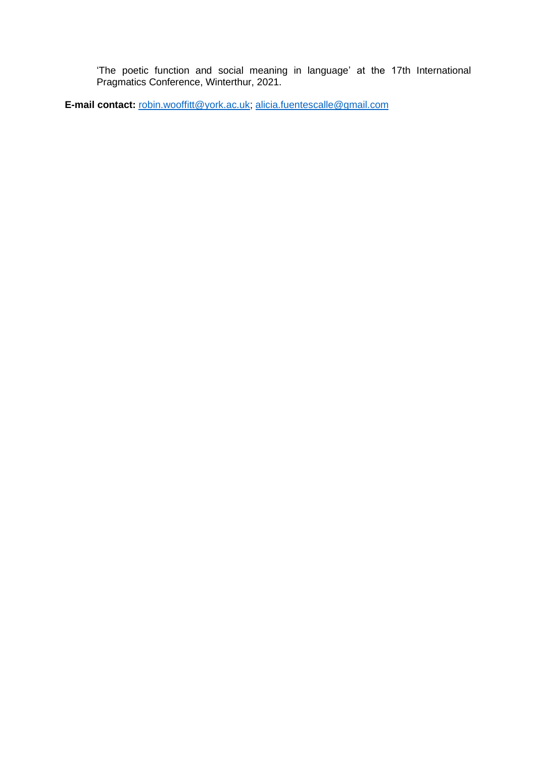'The poetic function and social meaning in language' at the 17th International Pragmatics Conference, Winterthur, 2021.

**E-mail contact:** robin.wooffitt@york.ac.uk; alicia.fuentescalle@gmail.com